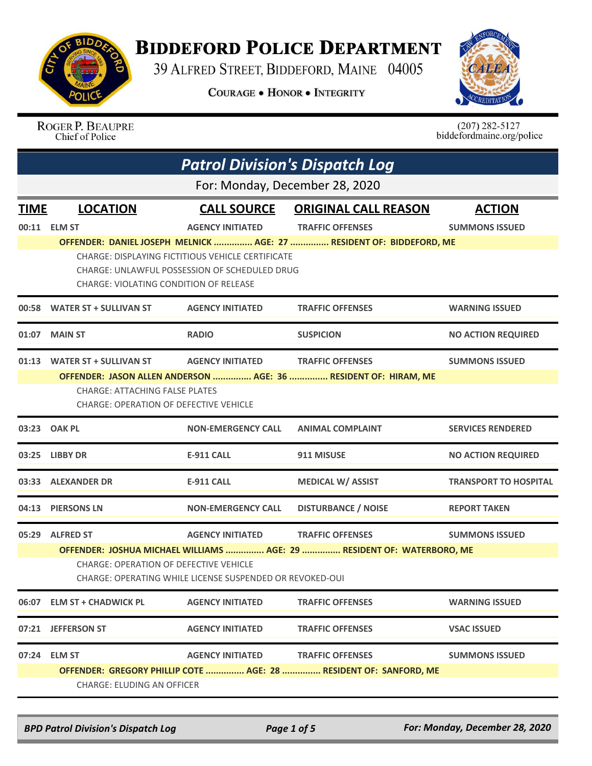# Biddeford Police Department

39 Alfred Street, Biddeford, Maine 04005

**Courage • Honor • Integrity**

Roger P. Beaupre
Chief of Police

(207) 282-5127
biddefordmaine.org/police

## *Patrol Division's Dispatch Log*

For: Monday, December 28, 2020

| TIME | LOCATION | CALL SOURCE | ORIGINAL CALL REASON | ACTION |
|---|---|---|---|---|
| 00:11 | ELM ST | AGENCY INITIATED | TRAFFIC OFFENSES | SUMMONS ISSUED |
| | **OFFENDER: DANIEL JOSEPH MELNICK ............... AGE: 27 ............... RESIDENT OF: BIDDEFORD, ME** | | | |
| | CHARGE: DISPLAYING FICTITIOUS VEHICLE CERTIFICATE<br>CHARGE: UNLAWFUL POSSESSION OF SCHEDULED DRUG<br>CHARGE: VIOLATING CONDITION OF RELEASE | | | |
| 00:58 | WATER ST + SULLIVAN ST | AGENCY INITIATED | TRAFFIC OFFENSES | WARNING ISSUED |
| 01:07 | MAIN ST | RADIO | SUSPICION | NO ACTION REQUIRED |
| 01:13 | WATER ST + SULLIVAN ST | AGENCY INITIATED | TRAFFIC OFFENSES | SUMMONS ISSUED |
| | **OFFENDER: JASON ALLEN ANDERSON ............... AGE: 36 ............... RESIDENT OF: HIRAM, ME** | | | |
| | CHARGE: ATTACHING FALSE PLATES<br>CHARGE: OPERATION OF DEFECTIVE VEHICLE | | | |
| 03:23 | OAK PL | NON-EMERGENCY CALL | ANIMAL COMPLAINT | SERVICES RENDERED |
| 03:25 | LIBBY DR | E-911 CALL | 911 MISUSE | NO ACTION REQUIRED |
| 03:33 | ALEXANDER DR | E-911 CALL | MEDICAL W/ ASSIST | TRANSPORT TO HOSPITAL |
| 04:13 | PIERSONS LN | NON-EMERGENCY CALL | DISTURBANCE / NOISE | REPORT TAKEN |
| 05:29 | ALFRED ST | AGENCY INITIATED | TRAFFIC OFFENSES | SUMMONS ISSUED |
| | **OFFENDER: JOSHUA MICHAEL WILLIAMS ............... AGE: 29 ............... RESIDENT OF: WATERBORO, ME** | | | |
| | CHARGE: OPERATION OF DEFECTIVE VEHICLE<br>CHARGE: OPERATING WHILE LICENSE SUSPENDED OR REVOKED-OUI | | | |
| 06:07 | ELM ST + CHADWICK PL | AGENCY INITIATED | TRAFFIC OFFENSES | WARNING ISSUED |
| 07:21 | JEFFERSON ST | AGENCY INITIATED | TRAFFIC OFFENSES | VSAC ISSUED |
| 07:24 | ELM ST | AGENCY INITIATED | TRAFFIC OFFENSES | SUMMONS ISSUED |
| | **OFFENDER: GREGORY PHILLIP COTE ............... AGE: 28 ............... RESIDENT OF: SANFORD, ME** | | | |
| | CHARGE: ELUDING AN OFFICER | | | |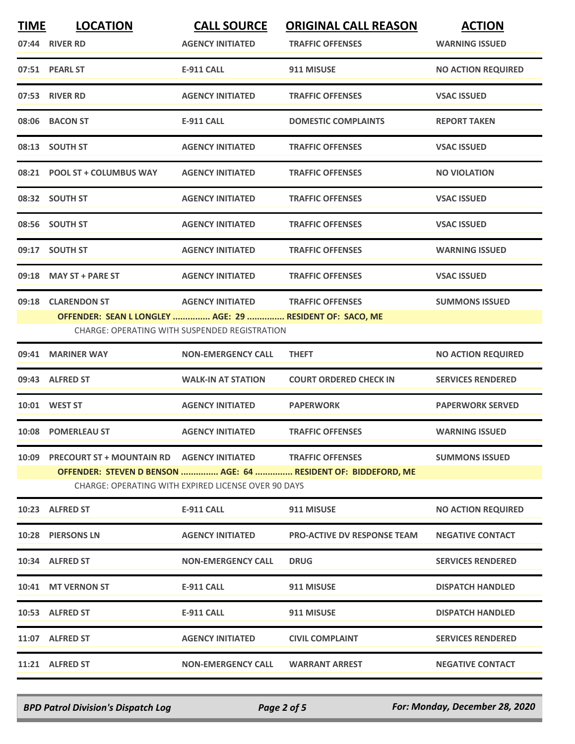| TIME | LOCATION | CALL SOURCE | ORIGINAL CALL REASON | ACTION |
|---|---|---|---|---|
| 07:44 | RIVER RD | AGENCY INITIATED | TRAFFIC OFFENSES | WARNING ISSUED |
| 07:51 | PEARL ST | E-911 CALL | 911 MISUSE | NO ACTION REQUIRED |
| 07:53 | RIVER RD | AGENCY INITIATED | TRAFFIC OFFENSES | VSAC ISSUED |
| 08:06 | BACON ST | E-911 CALL | DOMESTIC COMPLAINTS | REPORT TAKEN |
| 08:13 | SOUTH ST | AGENCY INITIATED | TRAFFIC OFFENSES | VSAC ISSUED |
| 08:21 | POOL ST + COLUMBUS WAY | AGENCY INITIATED | TRAFFIC OFFENSES | NO VIOLATION |
| 08:32 | SOUTH ST | AGENCY INITIATED | TRAFFIC OFFENSES | VSAC ISSUED |
| 08:56 | SOUTH ST | AGENCY INITIATED | TRAFFIC OFFENSES | VSAC ISSUED |
| 09:17 | SOUTH ST | AGENCY INITIATED | TRAFFIC OFFENSES | WARNING ISSUED |
| 09:18 | MAY ST + PARE ST | AGENCY INITIATED | TRAFFIC OFFENSES | VSAC ISSUED |
| 09:18 | CLARENDON ST | AGENCY INITIATED | TRAFFIC OFFENSES | SUMMONS ISSUED |
| | OFFENDER: SEAN L LONGLEY ............... AGE: 29 ............... RESIDENT OF: SACO, ME | | | |
| | CHARGE: OPERATING WITH SUSPENDED REGISTRATION | | | |
| 09:41 | MARINER WAY | NON-EMERGENCY CALL | THEFT | NO ACTION REQUIRED |
| 09:43 | ALFRED ST | WALK-IN AT STATION | COURT ORDERED CHECK IN | SERVICES RENDERED |
| 10:01 | WEST ST | AGENCY INITIATED | PAPERWORK | PAPERWORK SERVED |
| 10:08 | POMERLEAU ST | AGENCY INITIATED | TRAFFIC OFFENSES | WARNING ISSUED |
| 10:09 | PRECOURT ST + MOUNTAIN RD | AGENCY INITIATED | TRAFFIC OFFENSES | SUMMONS ISSUED |
| | OFFENDER: STEVEN D BENSON ............... AGE: 64 ............... RESIDENT OF: BIDDEFORD, ME | | | |
| | CHARGE: OPERATING WITH EXPIRED LICENSE OVER 90 DAYS | | | |
| 10:23 | ALFRED ST | E-911 CALL | 911 MISUSE | NO ACTION REQUIRED |
| 10:28 | PIERSONS LN | AGENCY INITIATED | PRO-ACTIVE DV RESPONSE TEAM | NEGATIVE CONTACT |
| 10:34 | ALFRED ST | NON-EMERGENCY CALL | DRUG | SERVICES RENDERED |
| 10:41 | MT VERNON ST | E-911 CALL | 911 MISUSE | DISPATCH HANDLED |
| 10:53 | ALFRED ST | E-911 CALL | 911 MISUSE | DISPATCH HANDLED |
| 11:07 | ALFRED ST | AGENCY INITIATED | CIVIL COMPLAINT | SERVICES RENDERED |
| 11:21 | ALFRED ST | NON-EMERGENCY CALL | WARRANT ARREST | NEGATIVE CONTACT |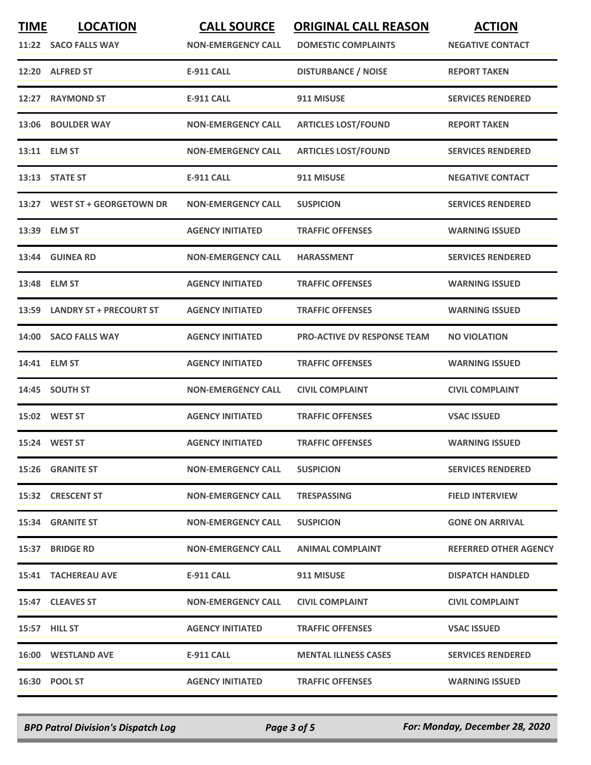| TIME | LOCATION | CALL SOURCE | ORIGINAL CALL REASON | ACTION |
|---|---|---|---|---|
| 11:22 | SACO FALLS WAY | NON-EMERGENCY CALL | DOMESTIC COMPLAINTS | NEGATIVE CONTACT |
| 12:20 | ALFRED ST | E-911 CALL | DISTURBANCE / NOISE | REPORT TAKEN |
| 12:27 | RAYMOND ST | E-911 CALL | 911 MISUSE | SERVICES RENDERED |
| 13:06 | BOULDER WAY | NON-EMERGENCY CALL | ARTICLES LOST/FOUND | REPORT TAKEN |
| 13:11 | ELM ST | NON-EMERGENCY CALL | ARTICLES LOST/FOUND | SERVICES RENDERED |
| 13:13 | STATE ST | E-911 CALL | 911 MISUSE | NEGATIVE CONTACT |
| 13:27 | WEST ST + GEORGETOWN DR | NON-EMERGENCY CALL | SUSPICION | SERVICES RENDERED |
| 13:39 | ELM ST | AGENCY INITIATED | TRAFFIC OFFENSES | WARNING ISSUED |
| 13:44 | GUINEA RD | NON-EMERGENCY CALL | HARASSMENT | SERVICES RENDERED |
| 13:48 | ELM ST | AGENCY INITIATED | TRAFFIC OFFENSES | WARNING ISSUED |
| 13:59 | LANDRY ST + PRECOURT ST | AGENCY INITIATED | TRAFFIC OFFENSES | WARNING ISSUED |
| 14:00 | SACO FALLS WAY | AGENCY INITIATED | PRO-ACTIVE DV RESPONSE TEAM | NO VIOLATION |
| 14:41 | ELM ST | AGENCY INITIATED | TRAFFIC OFFENSES | WARNING ISSUED |
| 14:45 | SOUTH ST | NON-EMERGENCY CALL | CIVIL COMPLAINT | CIVIL COMPLAINT |
| 15:02 | WEST ST | AGENCY INITIATED | TRAFFIC OFFENSES | VSAC ISSUED |
| 15:24 | WEST ST | AGENCY INITIATED | TRAFFIC OFFENSES | WARNING ISSUED |
| 15:26 | GRANITE ST | NON-EMERGENCY CALL | SUSPICION | SERVICES RENDERED |
| 15:32 | CRESCENT ST | NON-EMERGENCY CALL | TRESPASSING | FIELD INTERVIEW |
| 15:34 | GRANITE ST | NON-EMERGENCY CALL | SUSPICION | GONE ON ARRIVAL |
| 15:37 | BRIDGE RD | NON-EMERGENCY CALL | ANIMAL COMPLAINT | REFERRED OTHER AGENCY |
| 15:41 | TACHEREAU AVE | E-911 CALL | 911 MISUSE | DISPATCH HANDLED |
| 15:47 | CLEAVES ST | NON-EMERGENCY CALL | CIVIL COMPLAINT | CIVIL COMPLAINT |
| 15:57 | HILL ST | AGENCY INITIATED | TRAFFIC OFFENSES | VSAC ISSUED |
| 16:00 | WESTLAND AVE | E-911 CALL | MENTAL ILLNESS CASES | SERVICES RENDERED |
| 16:30 | POOL ST | AGENCY INITIATED | TRAFFIC OFFENSES | WARNING ISSUED |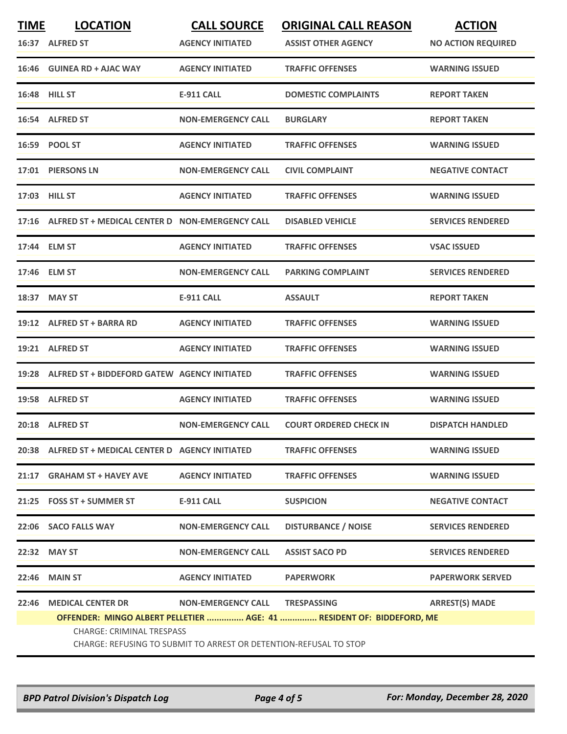| TIME | LOCATION | CALL SOURCE | ORIGINAL CALL REASON | ACTION |
|---|---|---|---|---|
| 16:37 | ALFRED ST | AGENCY INITIATED | ASSIST OTHER AGENCY | NO ACTION REQUIRED |
| 16:46 | GUINEA RD + AJAC WAY | AGENCY INITIATED | TRAFFIC OFFENSES | WARNING ISSUED |
| 16:48 | HILL ST | E-911 CALL | DOMESTIC COMPLAINTS | REPORT TAKEN |
| 16:54 | ALFRED ST | NON-EMERGENCY CALL | BURGLARY | REPORT TAKEN |
| 16:59 | POOL ST | AGENCY INITIATED | TRAFFIC OFFENSES | WARNING ISSUED |
| 17:01 | PIERSONS LN | NON-EMERGENCY CALL | CIVIL COMPLAINT | NEGATIVE CONTACT |
| 17:03 | HILL ST | AGENCY INITIATED | TRAFFIC OFFENSES | WARNING ISSUED |
| 17:16 | ALFRED ST + MEDICAL CENTER D | NON-EMERGENCY CALL | DISABLED VEHICLE | SERVICES RENDERED |
| 17:44 | ELM ST | AGENCY INITIATED | TRAFFIC OFFENSES | VSAC ISSUED |
| 17:46 | ELM ST | NON-EMERGENCY CALL | PARKING COMPLAINT | SERVICES RENDERED |
| 18:37 | MAY ST | E-911 CALL | ASSAULT | REPORT TAKEN |
| 19:12 | ALFRED ST + BARRA RD | AGENCY INITIATED | TRAFFIC OFFENSES | WARNING ISSUED |
| 19:21 | ALFRED ST | AGENCY INITIATED | TRAFFIC OFFENSES | WARNING ISSUED |
| 19:28 | ALFRED ST + BIDDEFORD GATEW | AGENCY INITIATED | TRAFFIC OFFENSES | WARNING ISSUED |
| 19:58 | ALFRED ST | AGENCY INITIATED | TRAFFIC OFFENSES | WARNING ISSUED |
| 20:18 | ALFRED ST | NON-EMERGENCY CALL | COURT ORDERED CHECK IN | DISPATCH HANDLED |
| 20:38 | ALFRED ST + MEDICAL CENTER D | AGENCY INITIATED | TRAFFIC OFFENSES | WARNING ISSUED |
| 21:17 | GRAHAM ST + HAVEY AVE | AGENCY INITIATED | TRAFFIC OFFENSES | WARNING ISSUED |
| 21:25 | FOSS ST + SUMMER ST | E-911 CALL | SUSPICION | NEGATIVE CONTACT |
| 22:06 | SACO FALLS WAY | NON-EMERGENCY CALL | DISTURBANCE / NOISE | SERVICES RENDERED |
| 22:32 | MAY ST | NON-EMERGENCY CALL | ASSIST SACO PD | SERVICES RENDERED |
| 22:46 | MAIN ST | AGENCY INITIATED | PAPERWORK | PAPERWORK SERVED |
| 22:46 | MEDICAL CENTER DR | NON-EMERGENCY CALL | TRESPASSING | ARREST(S) MADE |

**OFFENDER: MINGO ALBERT PELLETIER ............... AGE: 41 ............... RESIDENT OF: BIDDEFORD, ME**

CHARGE: CRIMINAL TRESPASS

CHARGE: REFUSING TO SUBMIT TO ARREST OR DETENTION-REFUSAL TO STOP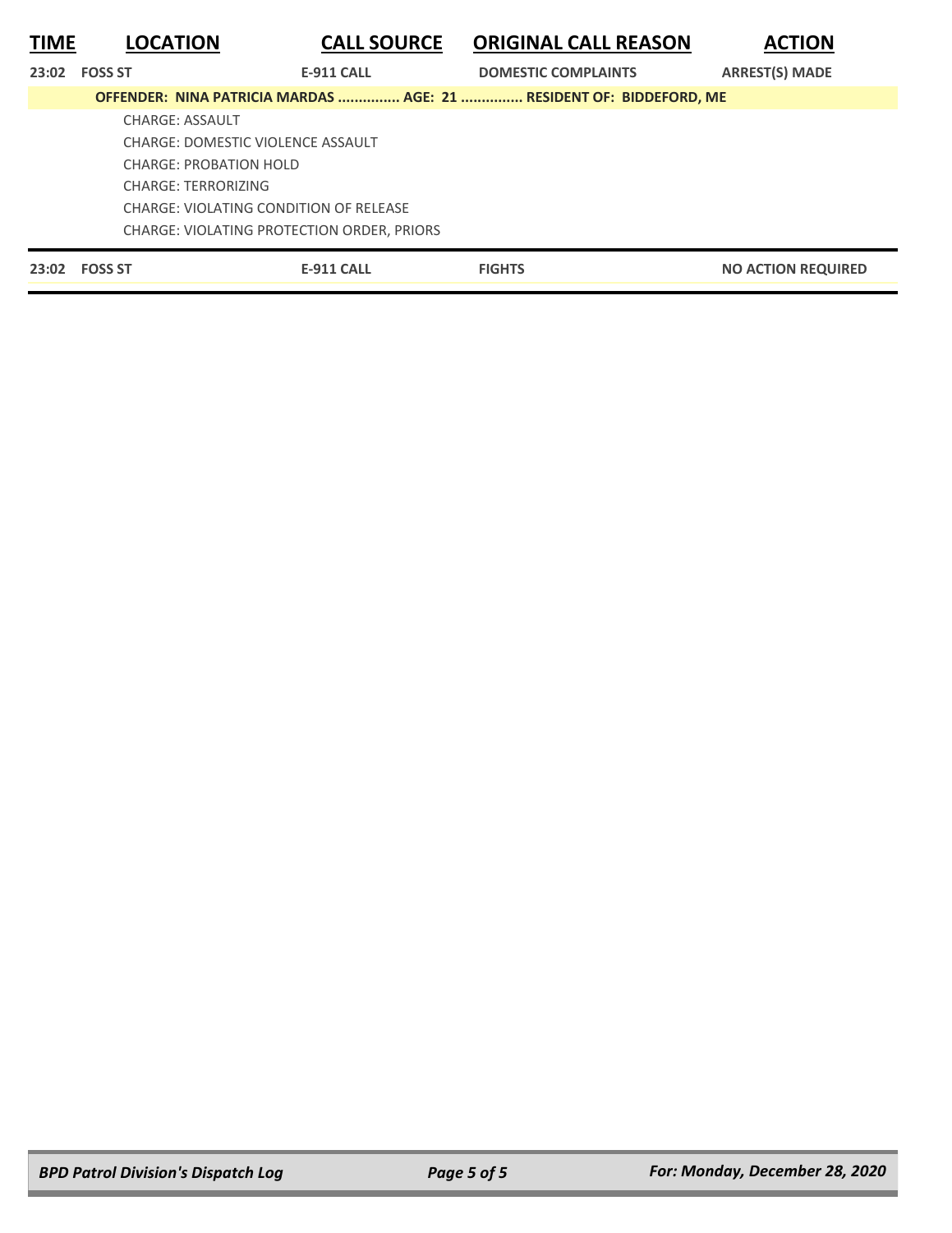| TIME | LOCATION | CALL SOURCE | ORIGINAL CALL REASON | ACTION |
| --- | --- | --- | --- | --- |
| 23:02 | FOSS ST | E-911 CALL | DOMESTIC COMPLAINTS | ARREST(S) MADE |

**OFFENDER: NINA PATRICIA MARDAS ............... AGE: 21 ............... RESIDENT OF: BIDDEFORD, ME**

CHARGE: ASSAULT
CHARGE: DOMESTIC VIOLENCE ASSAULT
CHARGE: PROBATION HOLD
CHARGE: TERRORIZING
CHARGE: VIOLATING CONDITION OF RELEASE
CHARGE: VIOLATING PROTECTION ORDER, PRIORS

| TIME | LOCATION | CALL SOURCE | ORIGINAL CALL REASON | ACTION |
| --- | --- | --- | --- | --- |
| 23:02 | FOSS ST | E-911 CALL | FIGHTS | NO ACTION REQUIRED |